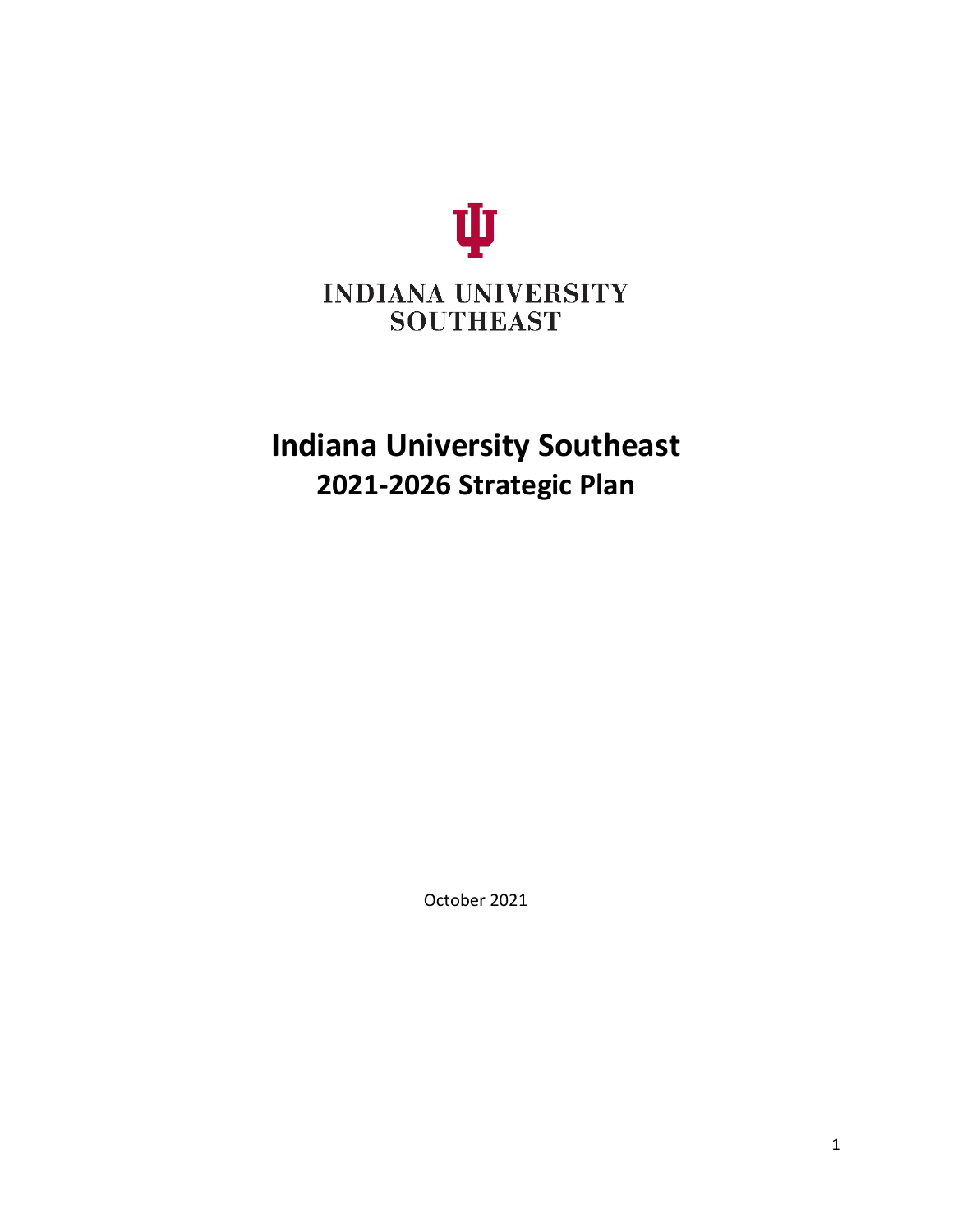INDIANA UNIVERSITY
SOUTHEAST

# Indiana University Southeast
## 2021-2026 Strategic Plan

October 2021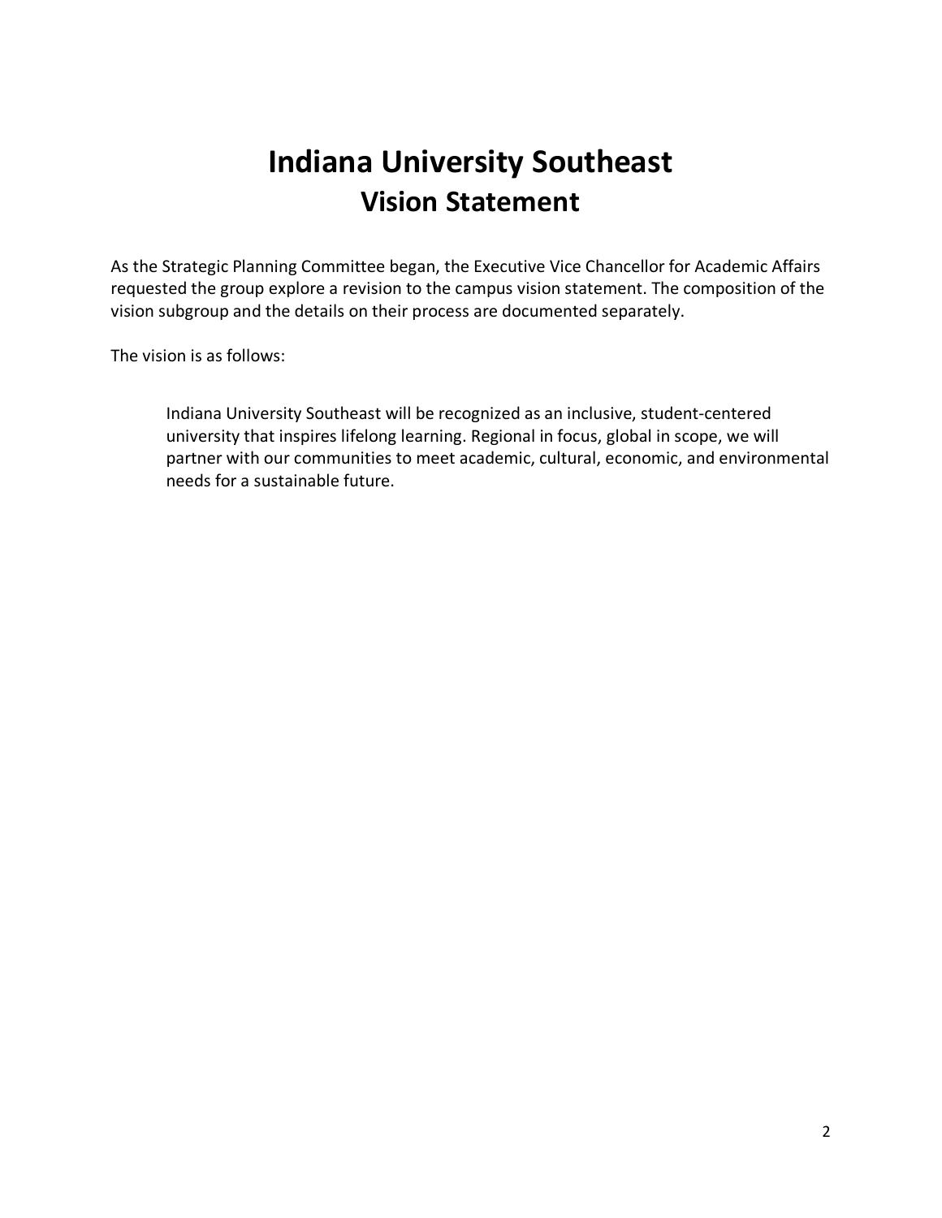# Indiana University Southeast
## Vision Statement

As the Strategic Planning Committee began, the Executive Vice Chancellor for Academic Affairs requested the group explore a revision to the campus vision statement. The composition of the vision subgroup and the details on their process are documented separately.

The vision is as follows:

> Indiana University Southeast will be recognized as an inclusive, student-centered university that inspires lifelong learning. Regional in focus, global in scope, we will partner with our communities to meet academic, cultural, economic, and environmental needs for a sustainable future.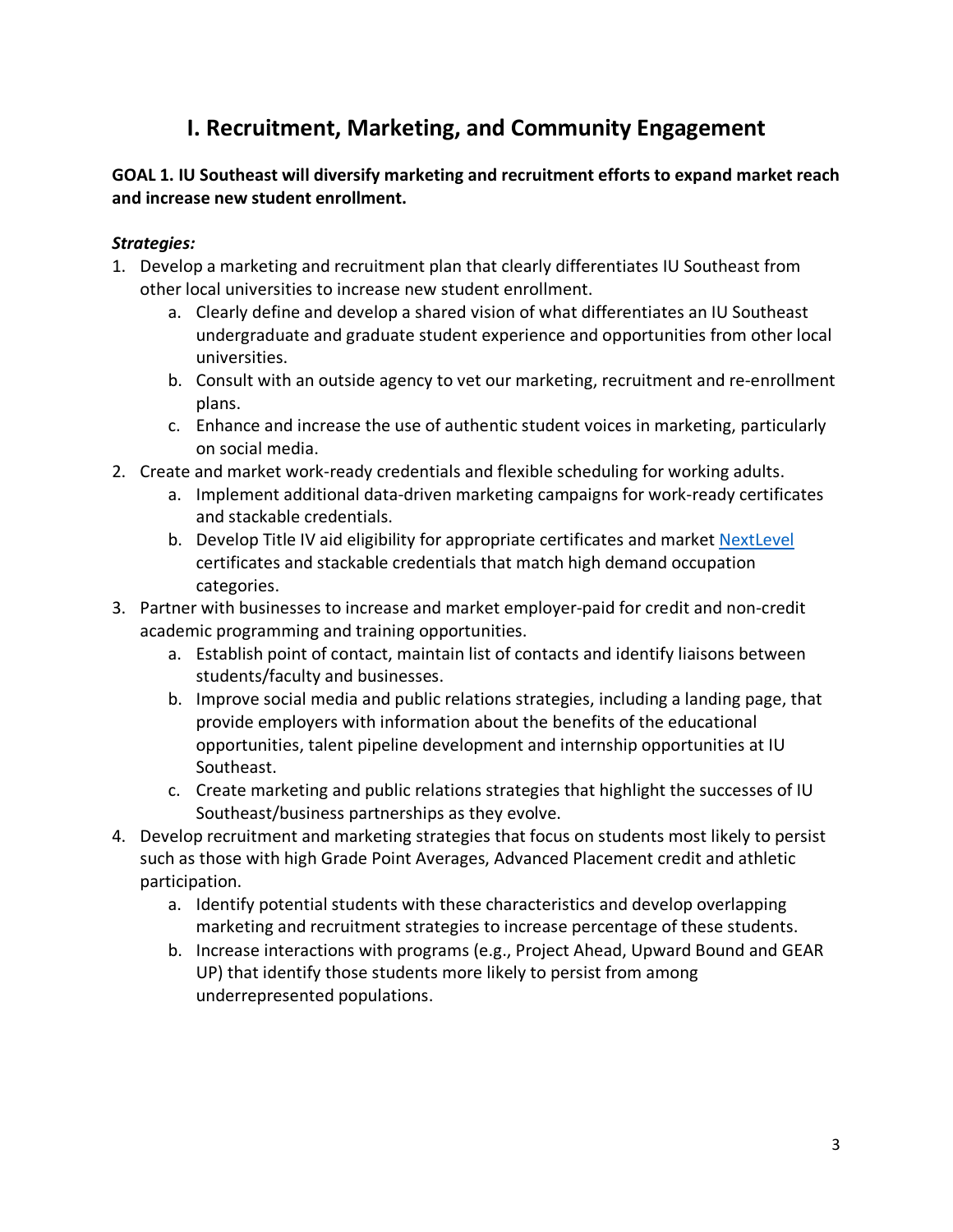# I. Recruitment, Marketing, and Community Engagement

**GOAL 1. IU Southeast will diversify marketing and recruitment efforts to expand market reach and increase new student enrollment.**

***Strategies:***

1. Develop a marketing and recruitment plan that clearly differentiates IU Southeast from other local universities to increase new student enrollment.
    a. Clearly define and develop a shared vision of what differentiates an IU Southeast undergraduate and graduate student experience and opportunities from other local universities.
    b. Consult with an outside agency to vet our marketing, recruitment and re-enrollment plans.
    c. Enhance and increase the use of authentic student voices in marketing, particularly on social media.
2. Create and market work-ready credentials and flexible scheduling for working adults.
    a. Implement additional data-driven marketing campaigns for work-ready certificates and stackable credentials.
    b. Develop Title IV aid eligibility for appropriate certificates and market NextLevel certificates and stackable credentials that match high demand occupation categories.
3. Partner with businesses to increase and market employer-paid for credit and non-credit academic programming and training opportunities.
    a. Establish point of contact, maintain list of contacts and identify liaisons between students/faculty and businesses.
    b. Improve social media and public relations strategies, including a landing page, that provide employers with information about the benefits of the educational opportunities, talent pipeline development and internship opportunities at IU Southeast.
    c. Create marketing and public relations strategies that highlight the successes of IU Southeast/business partnerships as they evolve.
4. Develop recruitment and marketing strategies that focus on students most likely to persist such as those with high Grade Point Averages, Advanced Placement credit and athletic participation.
    a. Identify potential students with these characteristics and develop overlapping marketing and recruitment strategies to increase percentage of these students.
    b. Increase interactions with programs (e.g., Project Ahead, Upward Bound and GEAR UP) that identify those students more likely to persist from among underrepresented populations.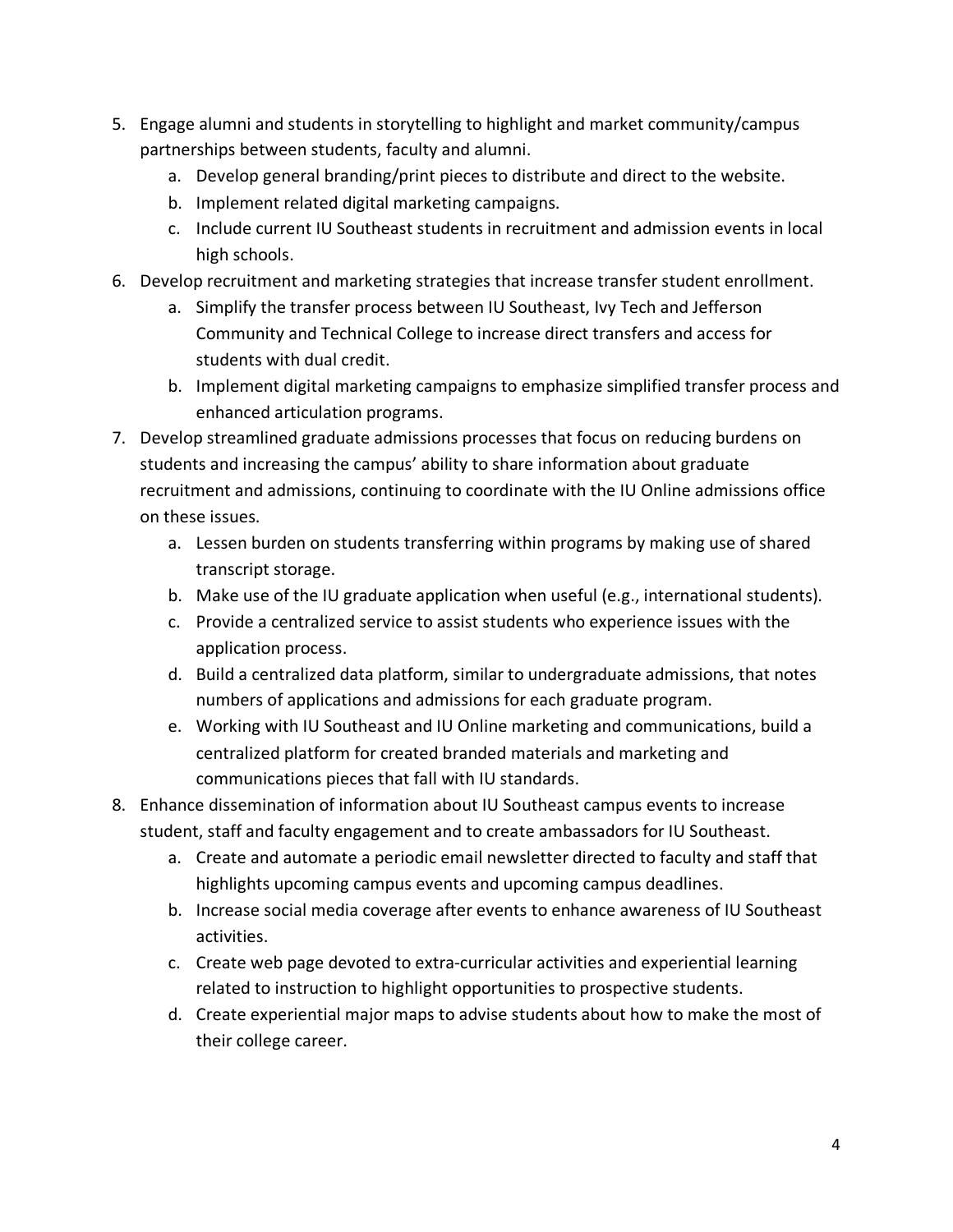5. Engage alumni and students in storytelling to highlight and market community/campus partnerships between students, faculty and alumni.
    a. Develop general branding/print pieces to distribute and direct to the website.
    b. Implement related digital marketing campaigns.
    c. Include current IU Southeast students in recruitment and admission events in local high schools.
6. Develop recruitment and marketing strategies that increase transfer student enrollment.
    a. Simplify the transfer process between IU Southeast, Ivy Tech and Jefferson Community and Technical College to increase direct transfers and access for students with dual credit.
    b. Implement digital marketing campaigns to emphasize simplified transfer process and enhanced articulation programs.
7. Develop streamlined graduate admissions processes that focus on reducing burdens on students and increasing the campus' ability to share information about graduate recruitment and admissions, continuing to coordinate with the IU Online admissions office on these issues.
    a. Lessen burden on students transferring within programs by making use of shared transcript storage.
    b. Make use of the IU graduate application when useful (e.g., international students).
    c. Provide a centralized service to assist students who experience issues with the application process.
    d. Build a centralized data platform, similar to undergraduate admissions, that notes numbers of applications and admissions for each graduate program.
    e. Working with IU Southeast and IU Online marketing and communications, build a centralized platform for created branded materials and marketing and communications pieces that fall with IU standards.
8. Enhance dissemination of information about IU Southeast campus events to increase student, staff and faculty engagement and to create ambassadors for IU Southeast.
    a. Create and automate a periodic email newsletter directed to faculty and staff that highlights upcoming campus events and upcoming campus deadlines.
    b. Increase social media coverage after events to enhance awareness of IU Southeast activities.
    c. Create web page devoted to extra-curricular activities and experiential learning related to instruction to highlight opportunities to prospective students.
    d. Create experiential major maps to advise students about how to make the most of their college career.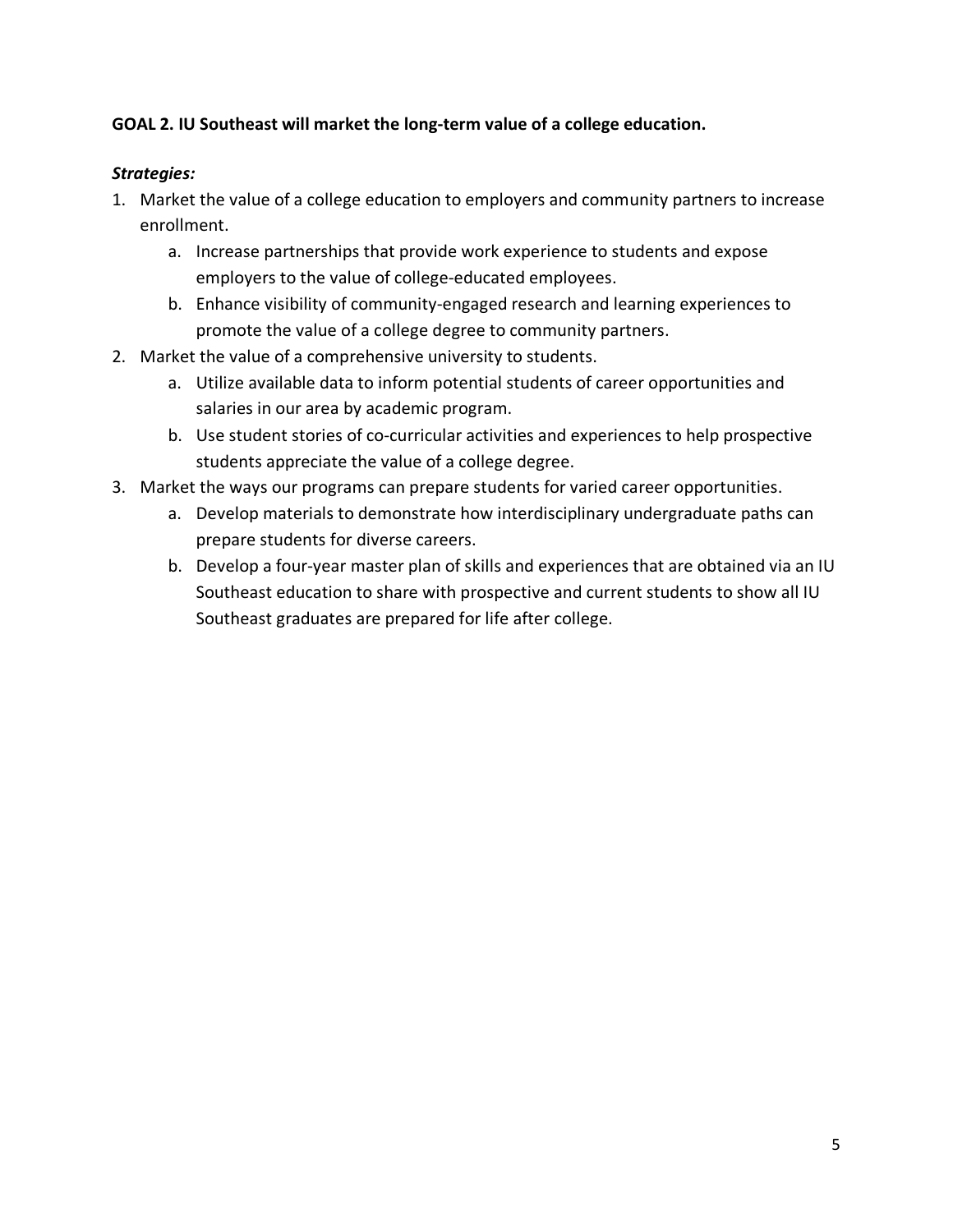**GOAL 2. IU Southeast will market the long-term value of a college education.**

***Strategies:***

1. Market the value of a college education to employers and community partners to increase enrollment.
    a. Increase partnerships that provide work experience to students and expose employers to the value of college-educated employees.
    b. Enhance visibility of community-engaged research and learning experiences to promote the value of a college degree to community partners.
2. Market the value of a comprehensive university to students.
    a. Utilize available data to inform potential students of career opportunities and salaries in our area by academic program.
    b. Use student stories of co-curricular activities and experiences to help prospective students appreciate the value of a college degree.
3. Market the ways our programs can prepare students for varied career opportunities.
    a. Develop materials to demonstrate how interdisciplinary undergraduate paths can prepare students for diverse careers.
    b. Develop a four-year master plan of skills and experiences that are obtained via an IU Southeast education to share with prospective and current students to show all IU Southeast graduates are prepared for life after college.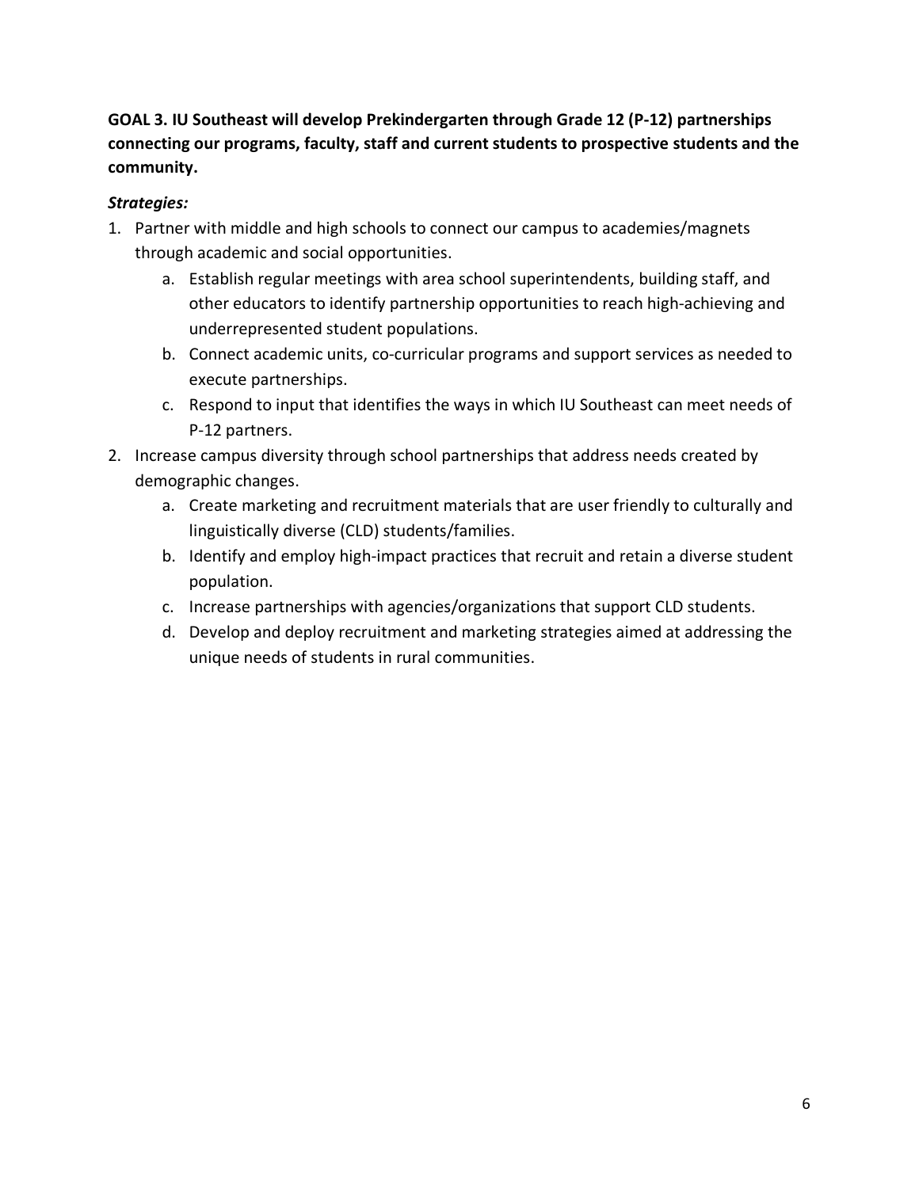**GOAL 3. IU Southeast will develop Prekindergarten through Grade 12 (P-12) partnerships connecting our programs, faculty, staff and current students to prospective students and the community.**

***Strategies:***

1. Partner with middle and high schools to connect our campus to academies/magnets through academic and social opportunities.
    a. Establish regular meetings with area school superintendents, building staff, and other educators to identify partnership opportunities to reach high-achieving and underrepresented student populations.
    b. Connect academic units, co-curricular programs and support services as needed to execute partnerships.
    c. Respond to input that identifies the ways in which IU Southeast can meet needs of P-12 partners.
2. Increase campus diversity through school partnerships that address needs created by demographic changes.
    a. Create marketing and recruitment materials that are user friendly to culturally and linguistically diverse (CLD) students/families.
    b. Identify and employ high-impact practices that recruit and retain a diverse student population.
    c. Increase partnerships with agencies/organizations that support CLD students.
    d. Develop and deploy recruitment and marketing strategies aimed at addressing the unique needs of students in rural communities.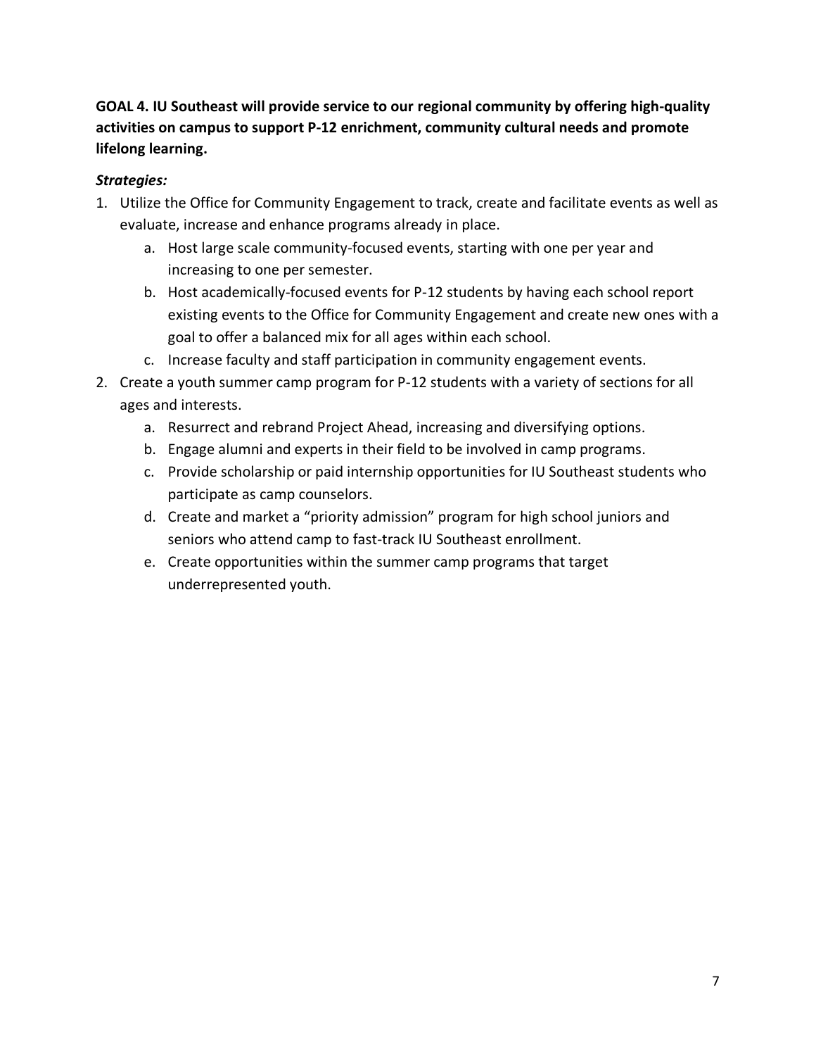**GOAL 4. IU Southeast will provide service to our regional community by offering high-quality activities on campus to support P-12 enrichment, community cultural needs and promote lifelong learning.**

***Strategies:***

1. Utilize the Office for Community Engagement to track, create and facilitate events as well as evaluate, increase and enhance programs already in place.
    a. Host large scale community-focused events, starting with one per year and increasing to one per semester.
    b. Host academically-focused events for P-12 students by having each school report existing events to the Office for Community Engagement and create new ones with a goal to offer a balanced mix for all ages within each school.
    c. Increase faculty and staff participation in community engagement events.
2. Create a youth summer camp program for P-12 students with a variety of sections for all ages and interests.
    a. Resurrect and rebrand Project Ahead, increasing and diversifying options.
    b. Engage alumni and experts in their field to be involved in camp programs.
    c. Provide scholarship or paid internship opportunities for IU Southeast students who participate as camp counselors.
    d. Create and market a "priority admission" program for high school juniors and seniors who attend camp to fast-track IU Southeast enrollment.
    e. Create opportunities within the summer camp programs that target underrepresented youth.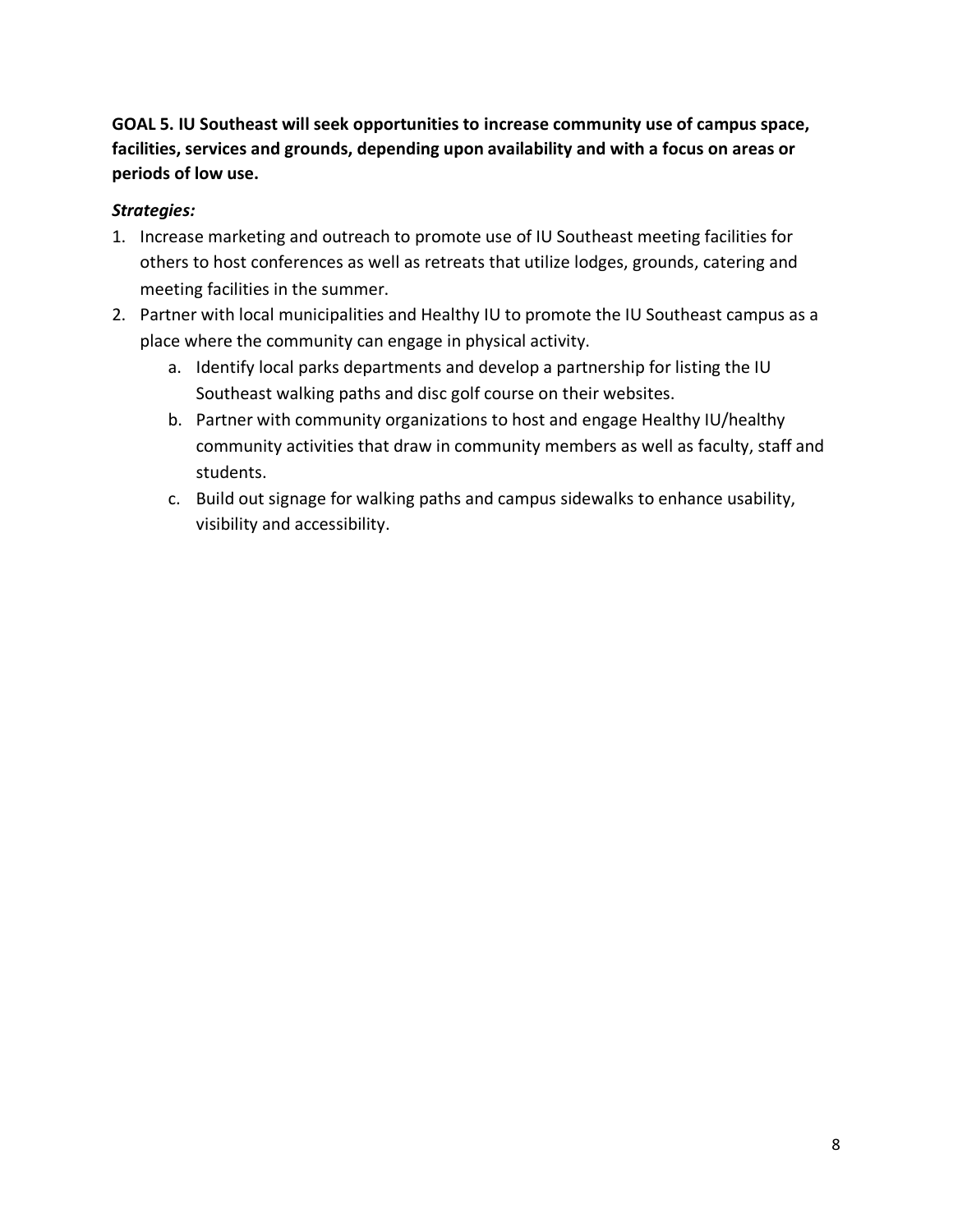**GOAL 5. IU Southeast will seek opportunities to increase community use of campus space, facilities, services and grounds, depending upon availability and with a focus on areas or periods of low use.**

***Strategies:***

1. Increase marketing and outreach to promote use of IU Southeast meeting facilities for others to host conferences as well as retreats that utilize lodges, grounds, catering and meeting facilities in the summer.
2. Partner with local municipalities and Healthy IU to promote the IU Southeast campus as a place where the community can engage in physical activity.
   a. Identify local parks departments and develop a partnership for listing the IU Southeast walking paths and disc golf course on their websites.
   b. Partner with community organizations to host and engage Healthy IU/healthy community activities that draw in community members as well as faculty, staff and students.
   c. Build out signage for walking paths and campus sidewalks to enhance usability, visibility and accessibility.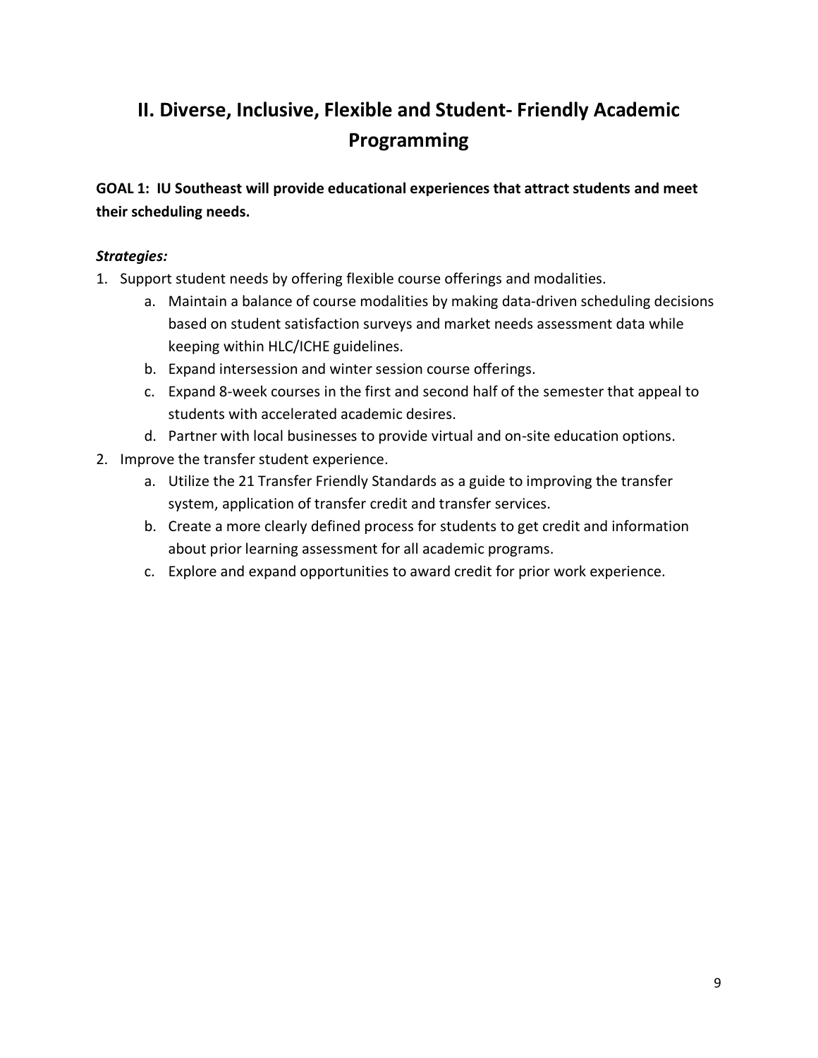# II. Diverse, Inclusive, Flexible and Student- Friendly Academic Programming

**GOAL 1: IU Southeast will provide educational experiences that attract students and meet their scheduling needs.**

***Strategies:***

1. Support student needs by offering flexible course offerings and modalities.
   a. Maintain a balance of course modalities by making data-driven scheduling decisions based on student satisfaction surveys and market needs assessment data while keeping within HLC/ICHE guidelines.
   b. Expand intersession and winter session course offerings.
   c. Expand 8-week courses in the first and second half of the semester that appeal to students with accelerated academic desires.
   d. Partner with local businesses to provide virtual and on-site education options.
2. Improve the transfer student experience.
   a. Utilize the 21 Transfer Friendly Standards as a guide to improving the transfer system, application of transfer credit and transfer services.
   b. Create a more clearly defined process for students to get credit and information about prior learning assessment for all academic programs.
   c. Explore and expand opportunities to award credit for prior work experience.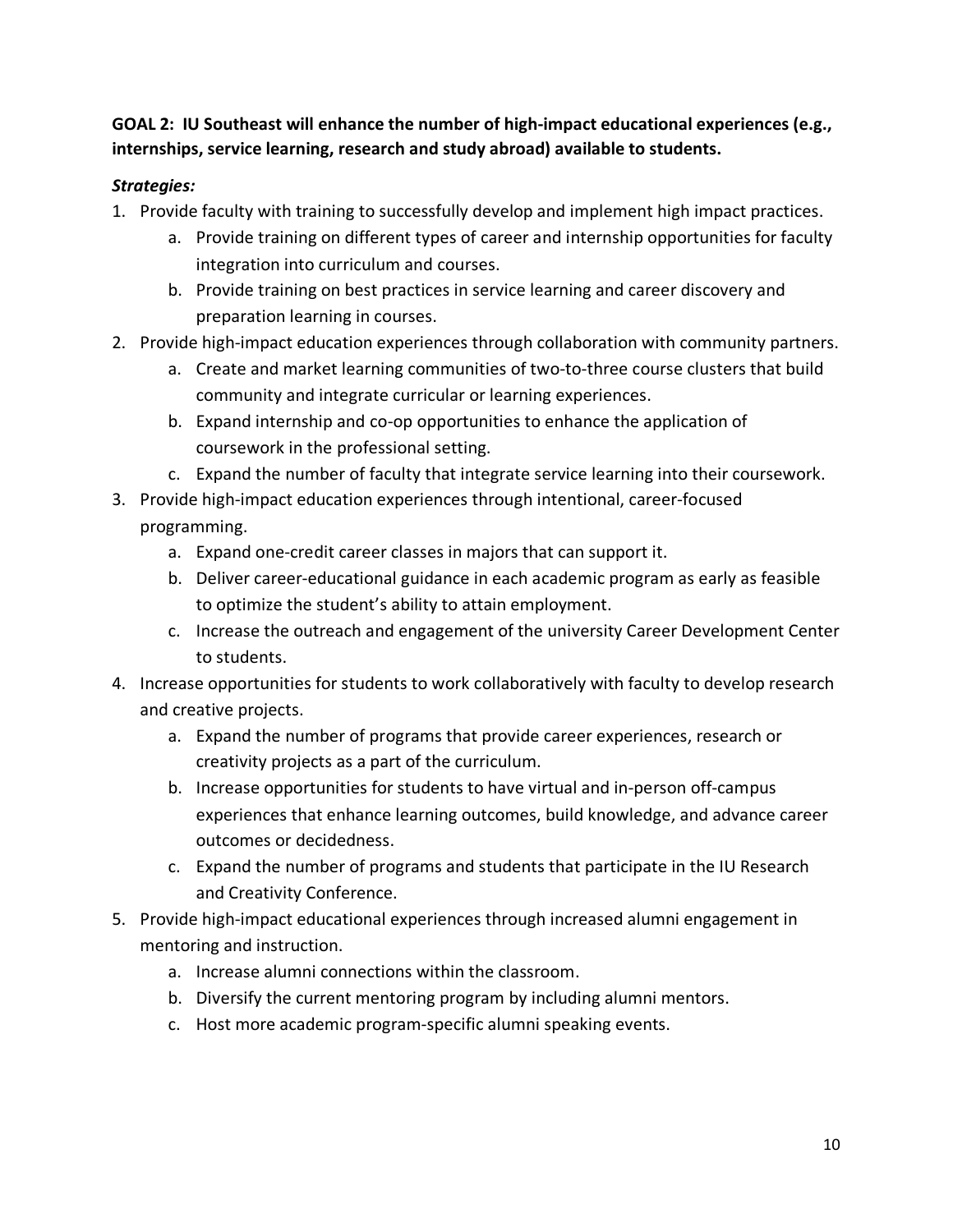**GOAL 2: IU Southeast will enhance the number of high-impact educational experiences (e.g., internships, service learning, research and study abroad) available to students.**

***Strategies:***

1. Provide faculty with training to successfully develop and implement high impact practices.
    a. Provide training on different types of career and internship opportunities for faculty integration into curriculum and courses.
    b. Provide training on best practices in service learning and career discovery and preparation learning in courses.
2. Provide high-impact education experiences through collaboration with community partners.
    a. Create and market learning communities of two-to-three course clusters that build community and integrate curricular or learning experiences.
    b. Expand internship and co-op opportunities to enhance the application of coursework in the professional setting.
    c. Expand the number of faculty that integrate service learning into their coursework.
3. Provide high-impact education experiences through intentional, career-focused programming.
    a. Expand one-credit career classes in majors that can support it.
    b. Deliver career-educational guidance in each academic program as early as feasible to optimize the student's ability to attain employment.
    c. Increase the outreach and engagement of the university Career Development Center to students.
4. Increase opportunities for students to work collaboratively with faculty to develop research and creative projects.
    a. Expand the number of programs that provide career experiences, research or creativity projects as a part of the curriculum.
    b. Increase opportunities for students to have virtual and in-person off-campus experiences that enhance learning outcomes, build knowledge, and advance career outcomes or decidedness.
    c. Expand the number of programs and students that participate in the IU Research and Creativity Conference.
5. Provide high-impact educational experiences through increased alumni engagement in mentoring and instruction.
    a. Increase alumni connections within the classroom.
    b. Diversify the current mentoring program by including alumni mentors.
    c. Host more academic program-specific alumni speaking events.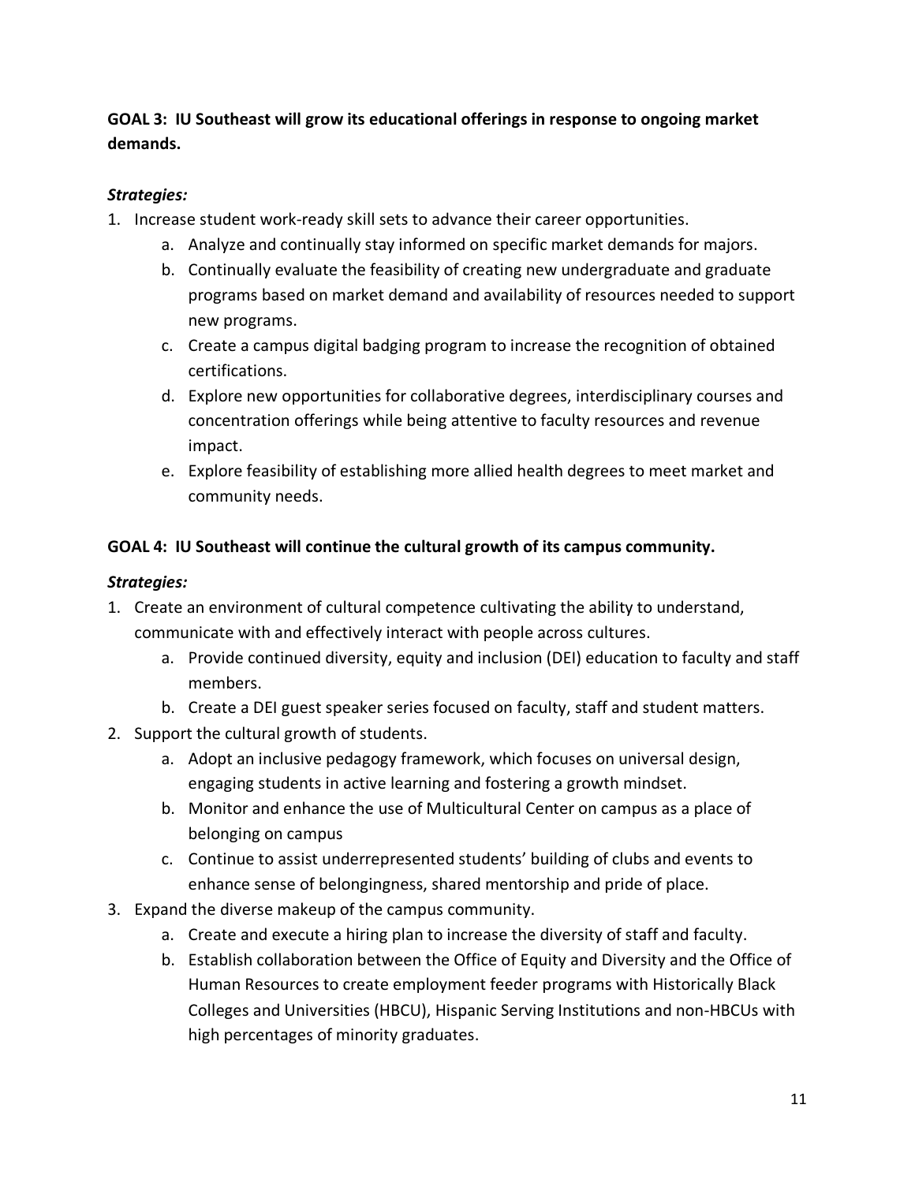**GOAL 3: IU Southeast will grow its educational offerings in response to ongoing market demands.**

***Strategies:***

1. Increase student work-ready skill sets to advance their career opportunities.
    a. Analyze and continually stay informed on specific market demands for majors.
    b. Continually evaluate the feasibility of creating new undergraduate and graduate programs based on market demand and availability of resources needed to support new programs.
    c. Create a campus digital badging program to increase the recognition of obtained certifications.
    d. Explore new opportunities for collaborative degrees, interdisciplinary courses and concentration offerings while being attentive to faculty resources and revenue impact.
    e. Explore feasibility of establishing more allied health degrees to meet market and community needs.

**GOAL 4: IU Southeast will continue the cultural growth of its campus community.**

***Strategies:***

1. Create an environment of cultural competence cultivating the ability to understand, communicate with and effectively interact with people across cultures.
    a. Provide continued diversity, equity and inclusion (DEI) education to faculty and staff members.
    b. Create a DEI guest speaker series focused on faculty, staff and student matters.
2. Support the cultural growth of students.
    a. Adopt an inclusive pedagogy framework, which focuses on universal design, engaging students in active learning and fostering a growth mindset.
    b. Monitor and enhance the use of Multicultural Center on campus as a place of belonging on campus
    c. Continue to assist underrepresented students' building of clubs and events to enhance sense of belongingness, shared mentorship and pride of place.
3. Expand the diverse makeup of the campus community.
    a. Create and execute a hiring plan to increase the diversity of staff and faculty.
    b. Establish collaboration between the Office of Equity and Diversity and the Office of Human Resources to create employment feeder programs with Historically Black Colleges and Universities (HBCU), Hispanic Serving Institutions and non-HBCUs with high percentages of minority graduates.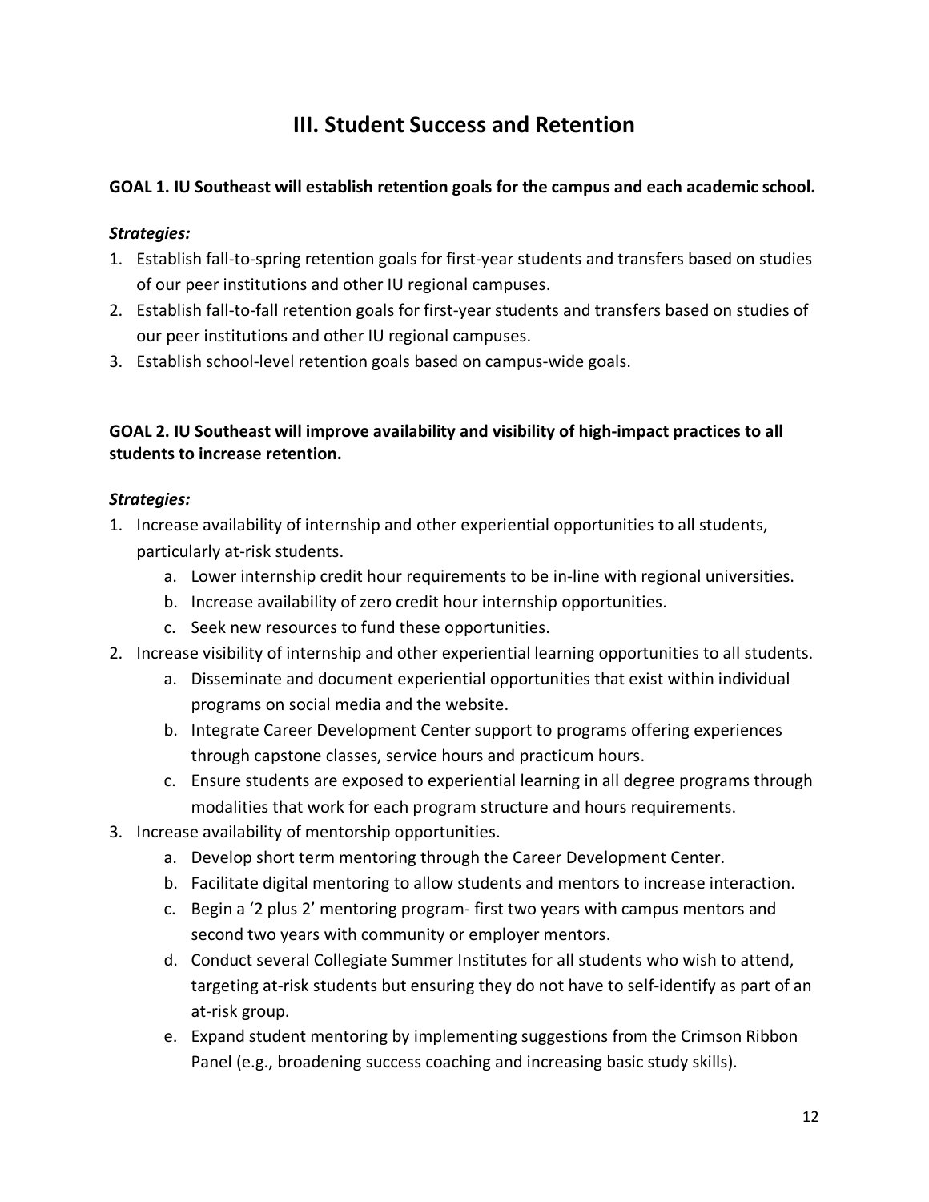# III. Student Success and Retention

**GOAL 1. IU Southeast will establish retention goals for the campus and each academic school.**

***Strategies:***

1. Establish fall-to-spring retention goals for first-year students and transfers based on studies of our peer institutions and other IU regional campuses.
2. Establish fall-to-fall retention goals for first-year students and transfers based on studies of our peer institutions and other IU regional campuses.
3. Establish school-level retention goals based on campus-wide goals.

**GOAL 2. IU Southeast will improve availability and visibility of high-impact practices to all students to increase retention.**

***Strategies:***

1. Increase availability of internship and other experiential opportunities to all students, particularly at-risk students.
    a. Lower internship credit hour requirements to be in-line with regional universities.
    b. Increase availability of zero credit hour internship opportunities.
    c. Seek new resources to fund these opportunities.
2. Increase visibility of internship and other experiential learning opportunities to all students.
    a. Disseminate and document experiential opportunities that exist within individual programs on social media and the website.
    b. Integrate Career Development Center support to programs offering experiences through capstone classes, service hours and practicum hours.
    c. Ensure students are exposed to experiential learning in all degree programs through modalities that work for each program structure and hours requirements.
3. Increase availability of mentorship opportunities.
    a. Develop short term mentoring through the Career Development Center.
    b. Facilitate digital mentoring to allow students and mentors to increase interaction.
    c. Begin a '2 plus 2' mentoring program- first two years with campus mentors and second two years with community or employer mentors.
    d. Conduct several Collegiate Summer Institutes for all students who wish to attend, targeting at-risk students but ensuring they do not have to self-identify as part of an at-risk group.
    e. Expand student mentoring by implementing suggestions from the Crimson Ribbon Panel (e.g., broadening success coaching and increasing basic study skills).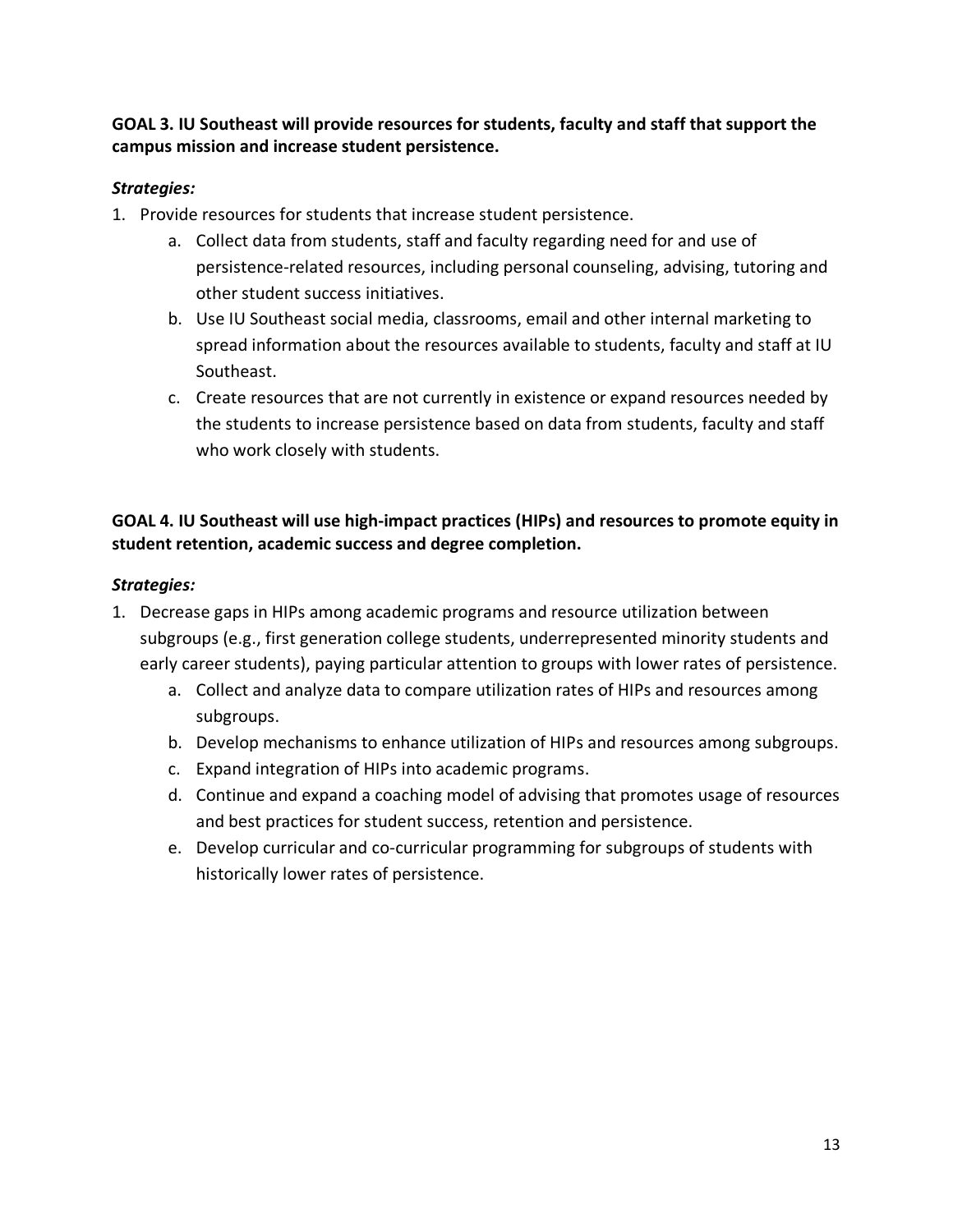**GOAL 3. IU Southeast will provide resources for students, faculty and staff that support the campus mission and increase student persistence.**

***Strategies:***

1. Provide resources for students that increase student persistence.
    a. Collect data from students, staff and faculty regarding need for and use of persistence-related resources, including personal counseling, advising, tutoring and other student success initiatives.
    b. Use IU Southeast social media, classrooms, email and other internal marketing to spread information about the resources available to students, faculty and staff at IU Southeast.
    c. Create resources that are not currently in existence or expand resources needed by the students to increase persistence based on data from students, faculty and staff who work closely with students.

**GOAL 4. IU Southeast will use high-impact practices (HIPs) and resources to promote equity in student retention, academic success and degree completion.**

***Strategies:***

1. Decrease gaps in HIPs among academic programs and resource utilization between subgroups (e.g., first generation college students, underrepresented minority students and early career students), paying particular attention to groups with lower rates of persistence.
    a. Collect and analyze data to compare utilization rates of HIPs and resources among subgroups.
    b. Develop mechanisms to enhance utilization of HIPs and resources among subgroups.
    c. Expand integration of HIPs into academic programs.
    d. Continue and expand a coaching model of advising that promotes usage of resources and best practices for student success, retention and persistence.
    e. Develop curricular and co-curricular programming for subgroups of students with historically lower rates of persistence.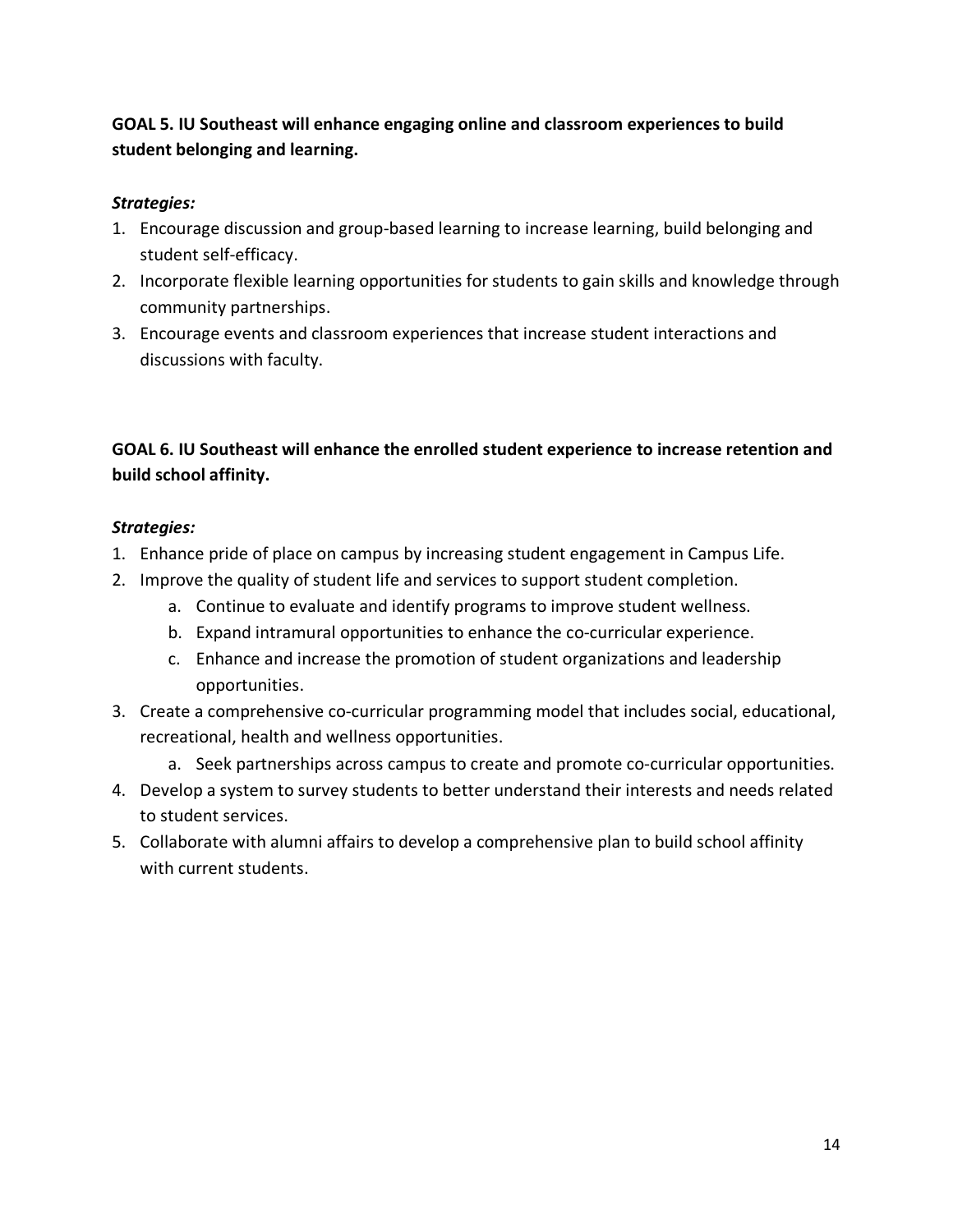**GOAL 5. IU Southeast will enhance engaging online and classroom experiences to build student belonging and learning.**

***Strategies:***

1. Encourage discussion and group-based learning to increase learning, build belonging and student self-efficacy.
2. Incorporate flexible learning opportunities for students to gain skills and knowledge through community partnerships.
3. Encourage events and classroom experiences that increase student interactions and discussions with faculty.

**GOAL 6. IU Southeast will enhance the enrolled student experience to increase retention and build school affinity.**

***Strategies:***

1. Enhance pride of place on campus by increasing student engagement in Campus Life.
2. Improve the quality of student life and services to support student completion.
    a. Continue to evaluate and identify programs to improve student wellness.
    b. Expand intramural opportunities to enhance the co-curricular experience.
    c. Enhance and increase the promotion of student organizations and leadership opportunities.
3. Create a comprehensive co-curricular programming model that includes social, educational, recreational, health and wellness opportunities.
    a. Seek partnerships across campus to create and promote co-curricular opportunities.
4. Develop a system to survey students to better understand their interests and needs related to student services.
5. Collaborate with alumni affairs to develop a comprehensive plan to build school affinity with current students.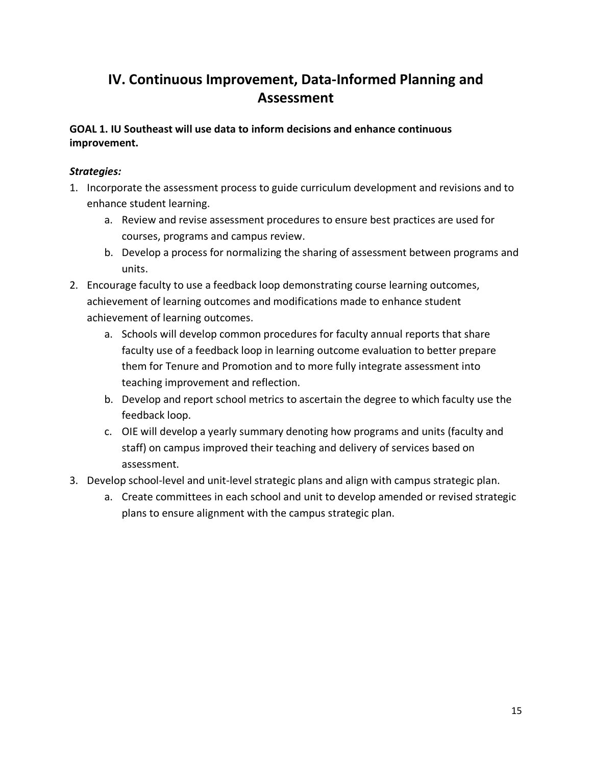# IV. Continuous Improvement, Data-Informed Planning and Assessment

**GOAL 1. IU Southeast will use data to inform decisions and enhance continuous improvement.**

***Strategies:***

1. Incorporate the assessment process to guide curriculum development and revisions and to enhance student learning.
    a. Review and revise assessment procedures to ensure best practices are used for courses, programs and campus review.
    b. Develop a process for normalizing the sharing of assessment between programs and units.
2. Encourage faculty to use a feedback loop demonstrating course learning outcomes, achievement of learning outcomes and modifications made to enhance student achievement of learning outcomes.
    a. Schools will develop common procedures for faculty annual reports that share faculty use of a feedback loop in learning outcome evaluation to better prepare them for Tenure and Promotion and to more fully integrate assessment into teaching improvement and reflection.
    b. Develop and report school metrics to ascertain the degree to which faculty use the feedback loop.
    c. OIE will develop a yearly summary denoting how programs and units (faculty and staff) on campus improved their teaching and delivery of services based on assessment.
3. Develop school-level and unit-level strategic plans and align with campus strategic plan.
    a. Create committees in each school and unit to develop amended or revised strategic plans to ensure alignment with the campus strategic plan.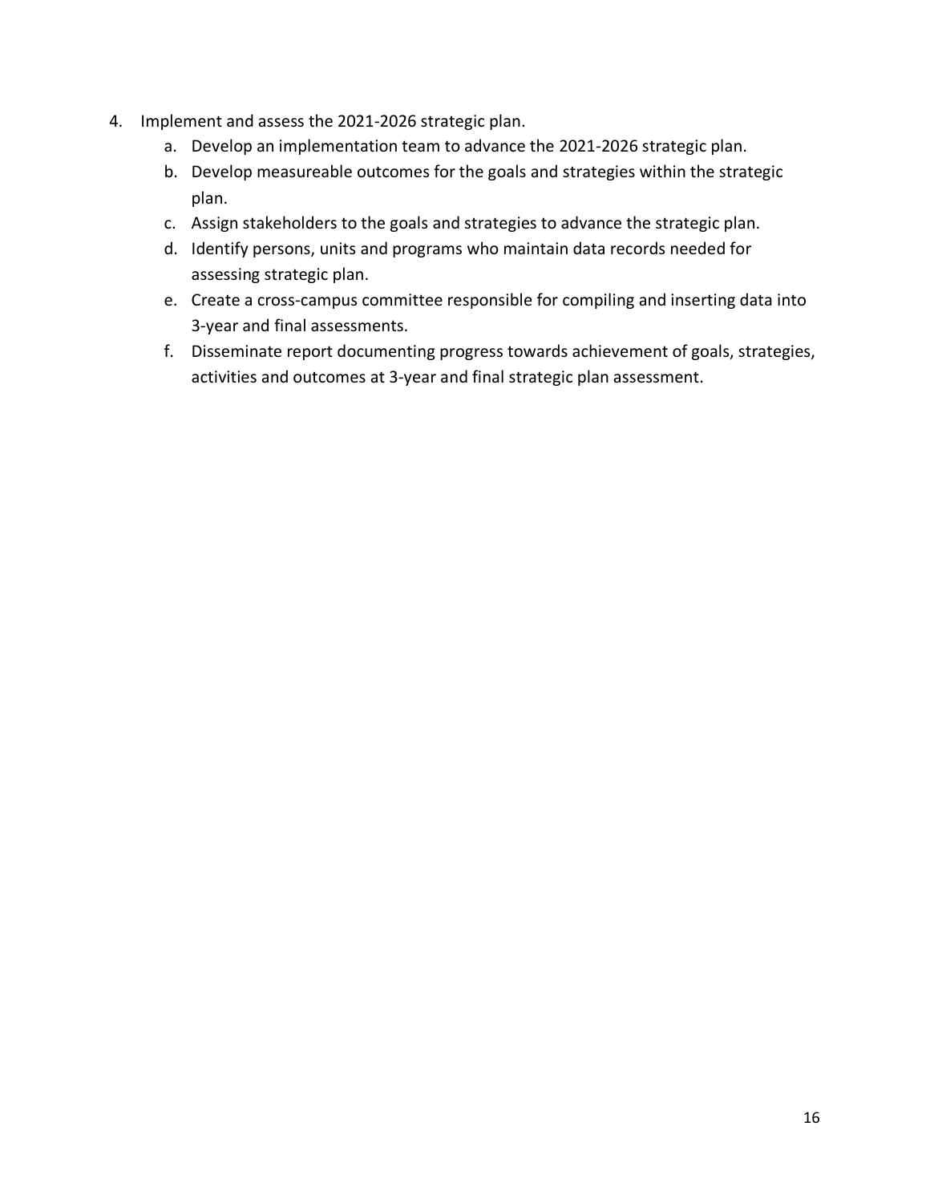4. Implement and assess the 2021-2026 strategic plan.
    a. Develop an implementation team to advance the 2021-2026 strategic plan.
    b. Develop measureable outcomes for the goals and strategies within the strategic plan.
    c. Assign stakeholders to the goals and strategies to advance the strategic plan.
    d. Identify persons, units and programs who maintain data records needed for assessing strategic plan.
    e. Create a cross-campus committee responsible for compiling and inserting data into 3-year and final assessments.
    f. Disseminate report documenting progress towards achievement of goals, strategies, activities and outcomes at 3-year and final strategic plan assessment.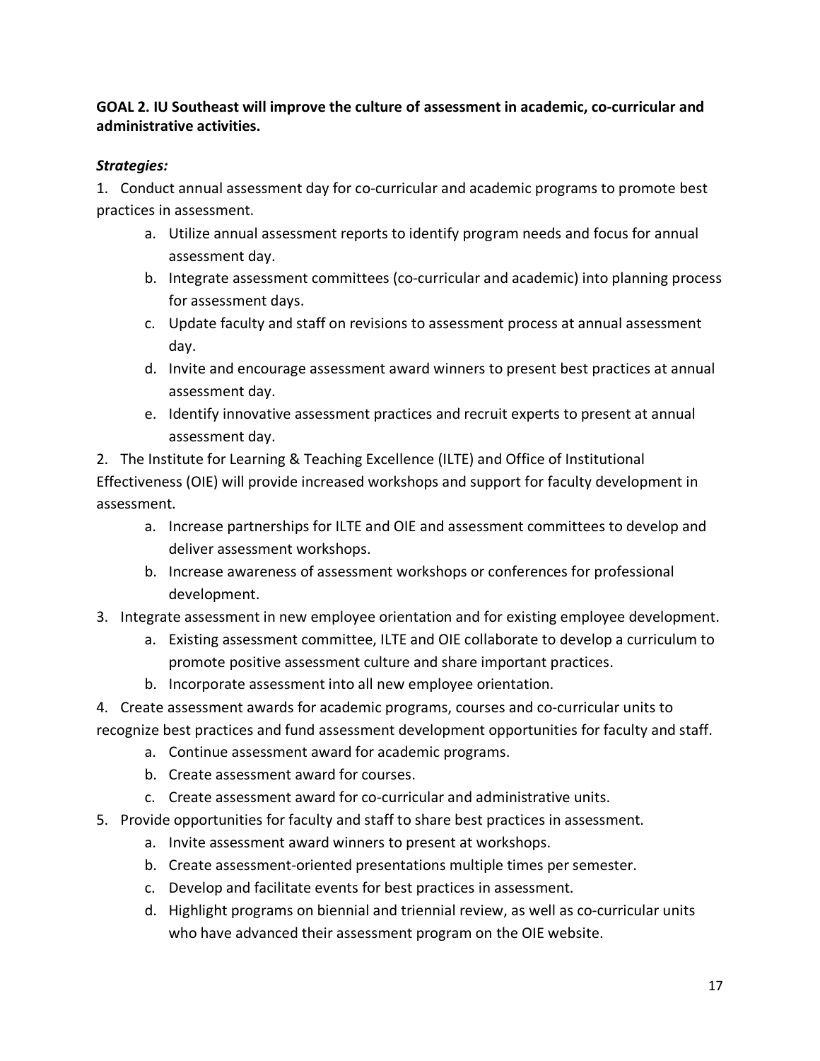**GOAL 2. IU Southeast will improve the culture of assessment in academic, co-curricular and administrative activities.**

***Strategies:***

1. Conduct annual assessment day for co-curricular and academic programs to promote best practices in assessment.
    a. Utilize annual assessment reports to identify program needs and focus for annual assessment day.
    b. Integrate assessment committees (co-curricular and academic) into planning process for assessment days.
    c. Update faculty and staff on revisions to assessment process at annual assessment day.
    d. Invite and encourage assessment award winners to present best practices at annual assessment day.
    e. Identify innovative assessment practices and recruit experts to present at annual assessment day.
2. The Institute for Learning & Teaching Excellence (ILTE) and Office of Institutional Effectiveness (OIE) will provide increased workshops and support for faculty development in assessment.
    a. Increase partnerships for ILTE and OIE and assessment committees to develop and deliver assessment workshops.
    b. Increase awareness of assessment workshops or conferences for professional development.
3. Integrate assessment in new employee orientation and for existing employee development.
    a. Existing assessment committee, ILTE and OIE collaborate to develop a curriculum to promote positive assessment culture and share important practices.
    b. Incorporate assessment into all new employee orientation.
4. Create assessment awards for academic programs, courses and co-curricular units to recognize best practices and fund assessment development opportunities for faculty and staff.
    a. Continue assessment award for academic programs.
    b. Create assessment award for courses.
    c. Create assessment award for co-curricular and administrative units.
5. Provide opportunities for faculty and staff to share best practices in assessment.
    a. Invite assessment award winners to present at workshops.
    b. Create assessment-oriented presentations multiple times per semester.
    c. Develop and facilitate events for best practices in assessment.
    d. Highlight programs on biennial and triennial review, as well as co-curricular units who have advanced their assessment program on the OIE website.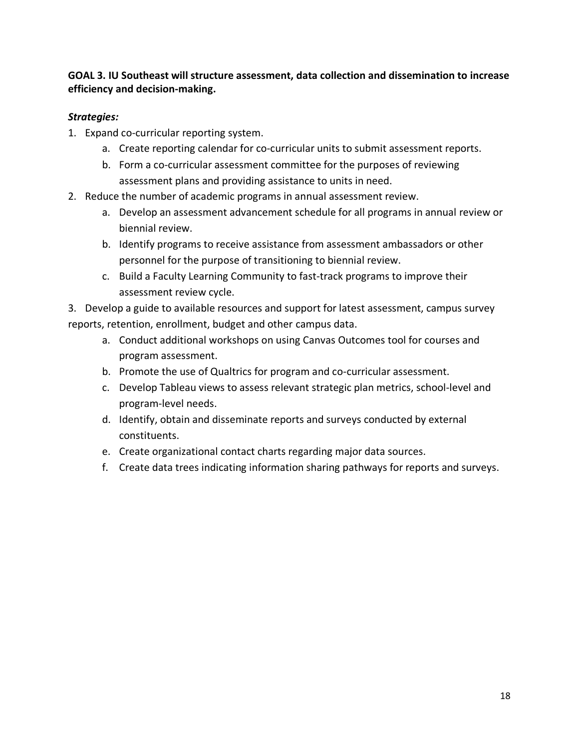**GOAL 3. IU Southeast will structure assessment, data collection and dissemination to increase efficiency and decision-making.**

***Strategies:***

1. Expand co-curricular reporting system.
    a. Create reporting calendar for co-curricular units to submit assessment reports.
    b. Form a co-curricular assessment committee for the purposes of reviewing assessment plans and providing assistance to units in need.
2. Reduce the number of academic programs in annual assessment review.
    a. Develop an assessment advancement schedule for all programs in annual review or biennial review.
    b. Identify programs to receive assistance from assessment ambassadors or other personnel for the purpose of transitioning to biennial review.
    c. Build a Faculty Learning Community to fast-track programs to improve their assessment review cycle.
3. Develop a guide to available resources and support for latest assessment, campus survey reports, retention, enrollment, budget and other campus data.
    a. Conduct additional workshops on using Canvas Outcomes tool for courses and program assessment.
    b. Promote the use of Qualtrics for program and co-curricular assessment.
    c. Develop Tableau views to assess relevant strategic plan metrics, school-level and program-level needs.
    d. Identify, obtain and disseminate reports and surveys conducted by external constituents.
    e. Create organizational contact charts regarding major data sources.
    f. Create data trees indicating information sharing pathways for reports and surveys.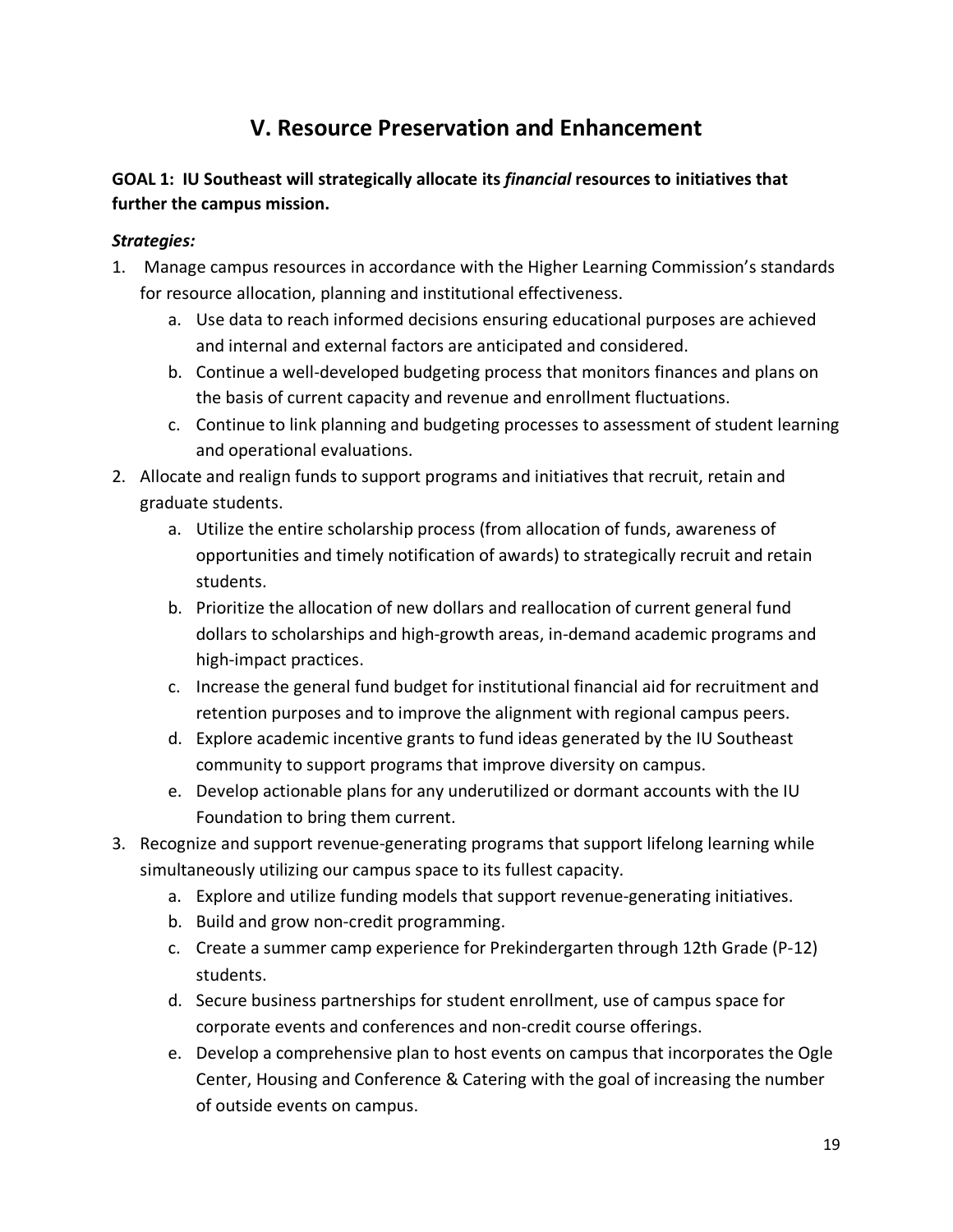## V. Resource Preservation and Enhancement

**GOAL 1: IU Southeast will strategically allocate its *financial* resources to initiatives that further the campus mission.**

***Strategies:***

1. Manage campus resources in accordance with the Higher Learning Commission's standards for resource allocation, planning and institutional effectiveness.
   a. Use data to reach informed decisions ensuring educational purposes are achieved and internal and external factors are anticipated and considered.
   b. Continue a well-developed budgeting process that monitors finances and plans on the basis of current capacity and revenue and enrollment fluctuations.
   c. Continue to link planning and budgeting processes to assessment of student learning and operational evaluations.
2. Allocate and realign funds to support programs and initiatives that recruit, retain and graduate students.
   a. Utilize the entire scholarship process (from allocation of funds, awareness of opportunities and timely notification of awards) to strategically recruit and retain students.
   b. Prioritize the allocation of new dollars and reallocation of current general fund dollars to scholarships and high-growth areas, in-demand academic programs and high-impact practices.
   c. Increase the general fund budget for institutional financial aid for recruitment and retention purposes and to improve the alignment with regional campus peers.
   d. Explore academic incentive grants to fund ideas generated by the IU Southeast community to support programs that improve diversity on campus.
   e. Develop actionable plans for any underutilized or dormant accounts with the IU Foundation to bring them current.
3. Recognize and support revenue-generating programs that support lifelong learning while simultaneously utilizing our campus space to its fullest capacity.
   a. Explore and utilize funding models that support revenue-generating initiatives.
   b. Build and grow non-credit programming.
   c. Create a summer camp experience for Prekindergarten through 12th Grade (P-12) students.
   d. Secure business partnerships for student enrollment, use of campus space for corporate events and conferences and non-credit course offerings.
   e. Develop a comprehensive plan to host events on campus that incorporates the Ogle Center, Housing and Conference & Catering with the goal of increasing the number of outside events on campus.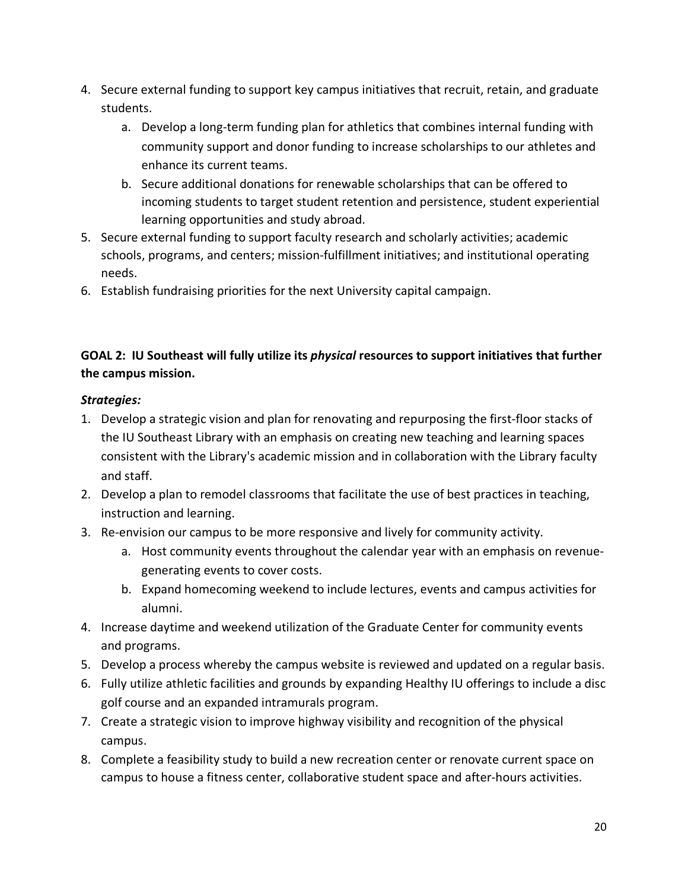4. Secure external funding to support key campus initiatives that recruit, retain, and graduate students.
   a. Develop a long-term funding plan for athletics that combines internal funding with community support and donor funding to increase scholarships to our athletes and enhance its current teams.
   b. Secure additional donations for renewable scholarships that can be offered to incoming students to target student retention and persistence, student experiential learning opportunities and study abroad.
5. Secure external funding to support faculty research and scholarly activities; academic schools, programs, and centers; mission-fulfillment initiatives; and institutional operating needs.
6. Establish fundraising priorities for the next University capital campaign.

**GOAL 2: IU Southeast will fully utilize its *physical* resources to support initiatives that further the campus mission.**

***Strategies:***

1. Develop a strategic vision and plan for renovating and repurposing the first-floor stacks of the IU Southeast Library with an emphasis on creating new teaching and learning spaces consistent with the Library's academic mission and in collaboration with the Library faculty and staff.
2. Develop a plan to remodel classrooms that facilitate the use of best practices in teaching, instruction and learning.
3. Re-envision our campus to be more responsive and lively for community activity.
   a. Host community events throughout the calendar year with an emphasis on revenue-generating events to cover costs.
   b. Expand homecoming weekend to include lectures, events and campus activities for alumni.
4. Increase daytime and weekend utilization of the Graduate Center for community events and programs.
5. Develop a process whereby the campus website is reviewed and updated on a regular basis.
6. Fully utilize athletic facilities and grounds by expanding Healthy IU offerings to include a disc golf course and an expanded intramurals program.
7. Create a strategic vision to improve highway visibility and recognition of the physical campus.
8. Complete a feasibility study to build a new recreation center or renovate current space on campus to house a fitness center, collaborative student space and after-hours activities.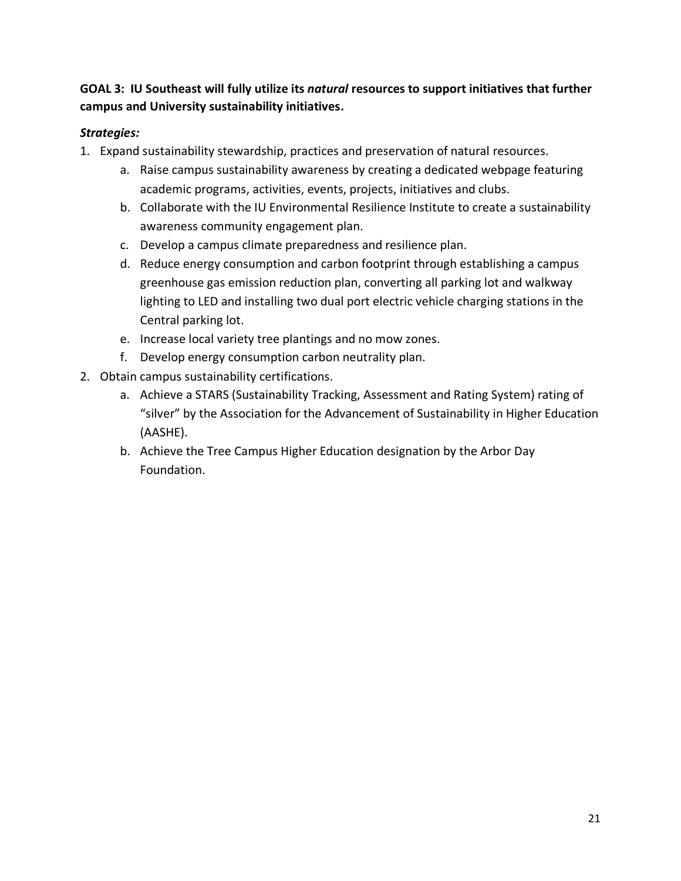**GOAL 3: IU Southeast will fully utilize its *natural* resources to support initiatives that further campus and University sustainability initiatives.**

***Strategies:***

1. Expand sustainability stewardship, practices and preservation of natural resources.
    a. Raise campus sustainability awareness by creating a dedicated webpage featuring academic programs, activities, events, projects, initiatives and clubs.
    b. Collaborate with the IU Environmental Resilience Institute to create a sustainability awareness community engagement plan.
    c. Develop a campus climate preparedness and resilience plan.
    d. Reduce energy consumption and carbon footprint through establishing a campus greenhouse gas emission reduction plan, converting all parking lot and walkway lighting to LED and installing two dual port electric vehicle charging stations in the Central parking lot.
    e. Increase local variety tree plantings and no mow zones.
    f. Develop energy consumption carbon neutrality plan.
2. Obtain campus sustainability certifications.
    a. Achieve a STARS (Sustainability Tracking, Assessment and Rating System) rating of "silver" by the Association for the Advancement of Sustainability in Higher Education (AASHE).
    b. Achieve the Tree Campus Higher Education designation by the Arbor Day Foundation.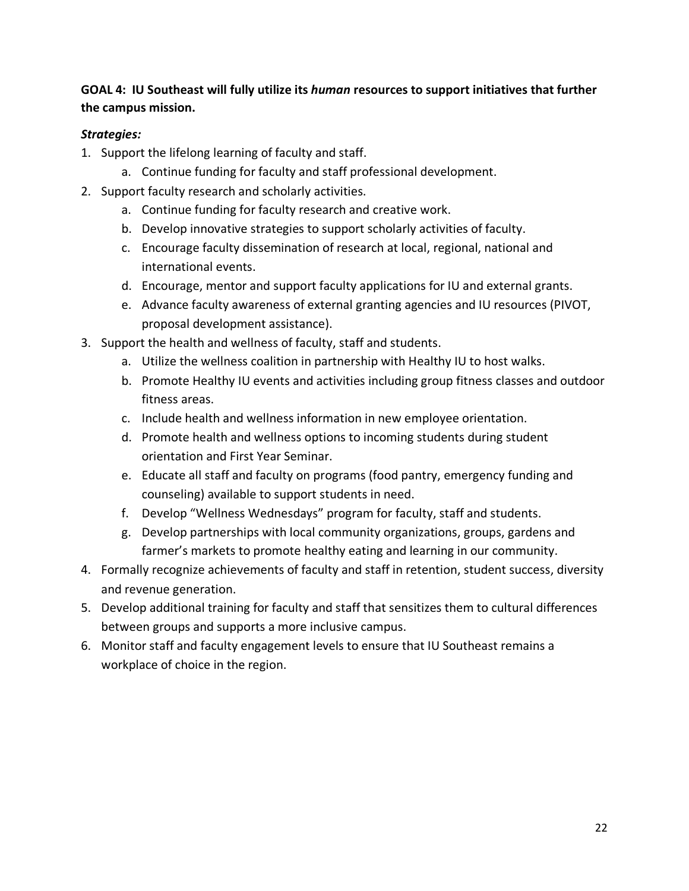**GOAL 4: IU Southeast will fully utilize its *human* resources to support initiatives that further the campus mission.**

***Strategies:***

1. Support the lifelong learning of faculty and staff.
    a. Continue funding for faculty and staff professional development.
2. Support faculty research and scholarly activities.
    a. Continue funding for faculty research and creative work.
    b. Develop innovative strategies to support scholarly activities of faculty.
    c. Encourage faculty dissemination of research at local, regional, national and international events.
    d. Encourage, mentor and support faculty applications for IU and external grants.
    e. Advance faculty awareness of external granting agencies and IU resources (PIVOT, proposal development assistance).
3. Support the health and wellness of faculty, staff and students.
    a. Utilize the wellness coalition in partnership with Healthy IU to host walks.
    b. Promote Healthy IU events and activities including group fitness classes and outdoor fitness areas.
    c. Include health and wellness information in new employee orientation.
    d. Promote health and wellness options to incoming students during student orientation and First Year Seminar.
    e. Educate all staff and faculty on programs (food pantry, emergency funding and counseling) available to support students in need.
    f. Develop "Wellness Wednesdays" program for faculty, staff and students.
    g. Develop partnerships with local community organizations, groups, gardens and farmer's markets to promote healthy eating and learning in our community.
4. Formally recognize achievements of faculty and staff in retention, student success, diversity and revenue generation.
5. Develop additional training for faculty and staff that sensitizes them to cultural differences between groups and supports a more inclusive campus.
6. Monitor staff and faculty engagement levels to ensure that IU Southeast remains a workplace of choice in the region.